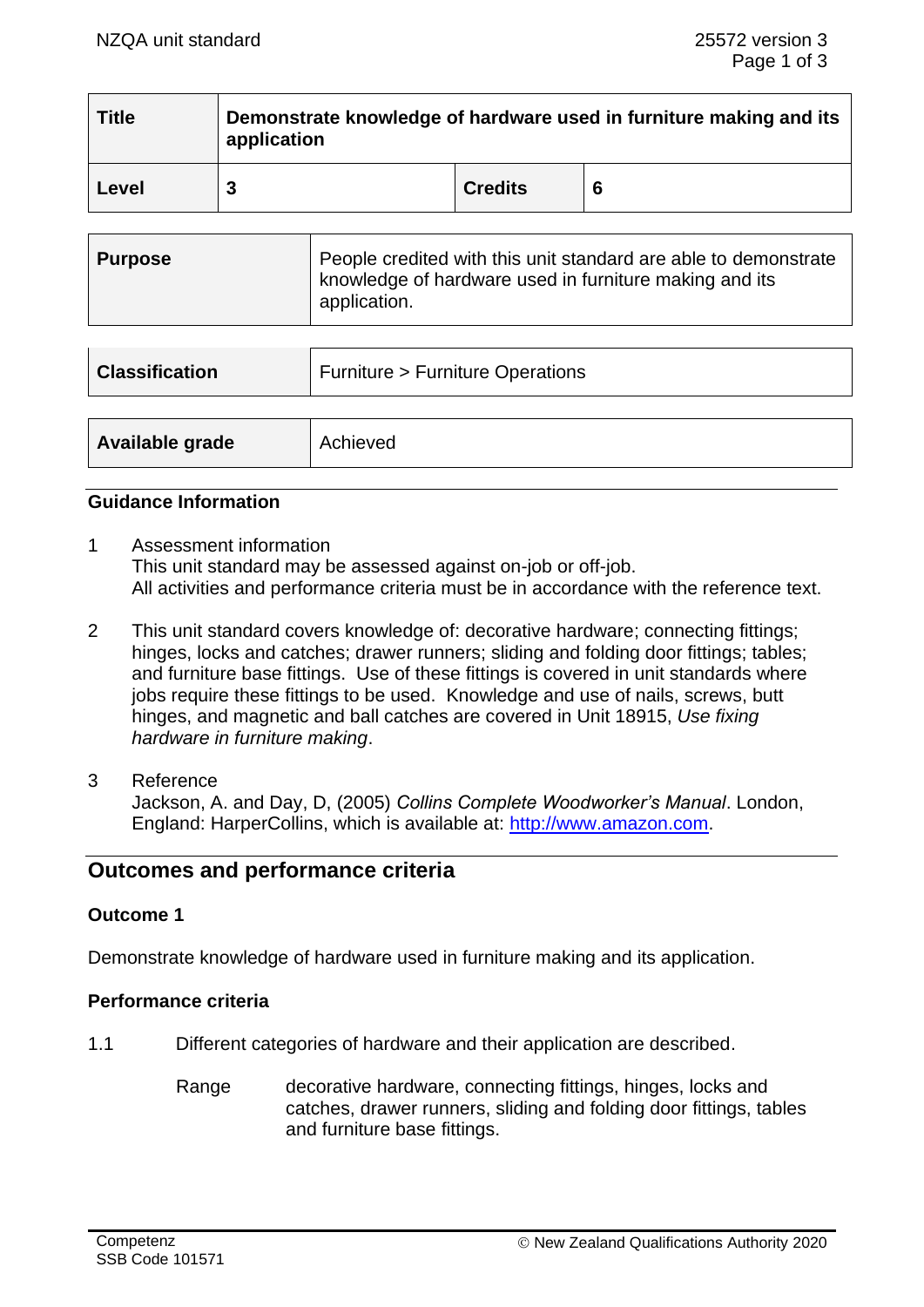| Title | Demonstrate knowledge of hardware used in furniture making and its application | | |
|---|---|---|---|
| Level | 3 | Credits | 6 |

| Purpose | People credited with this unit standard are able to demonstrate knowledge of hardware used in furniture making and its application. |
|---|---|

| Classification | Furniture > Furniture Operations |
|---|---|

| Available grade | Achieved |
|---|---|

### Guidance Information

1. Assessment information
   This unit standard may be assessed against on-job or off-job.
   All activities and performance criteria must be in accordance with the reference text.

2. This unit standard covers knowledge of: decorative hardware; connecting fittings; hinges, locks and catches; drawer runners; sliding and folding door fittings; tables; and furniture base fittings. Use of these fittings is covered in unit standards where jobs require these fittings to be used. Knowledge and use of nails, screws, butt hinges, and magnetic and ball catches are covered in Unit 18915, *Use fixing hardware in furniture making*.

3. Reference
   Jackson, A. and Day, D, (2005) *Collins Complete Woodworker's Manual*. London, England: HarperCollins, which is available at: http://www.amazon.com.

## Outcomes and performance criteria

### Outcome 1

Demonstrate knowledge of hardware used in furniture making and its application.

### Performance criteria

1.1 Different categories of hardware and their application are described.

Range: decorative hardware, connecting fittings, hinges, locks and catches, drawer runners, sliding and folding door fittings, tables and furniture base fittings.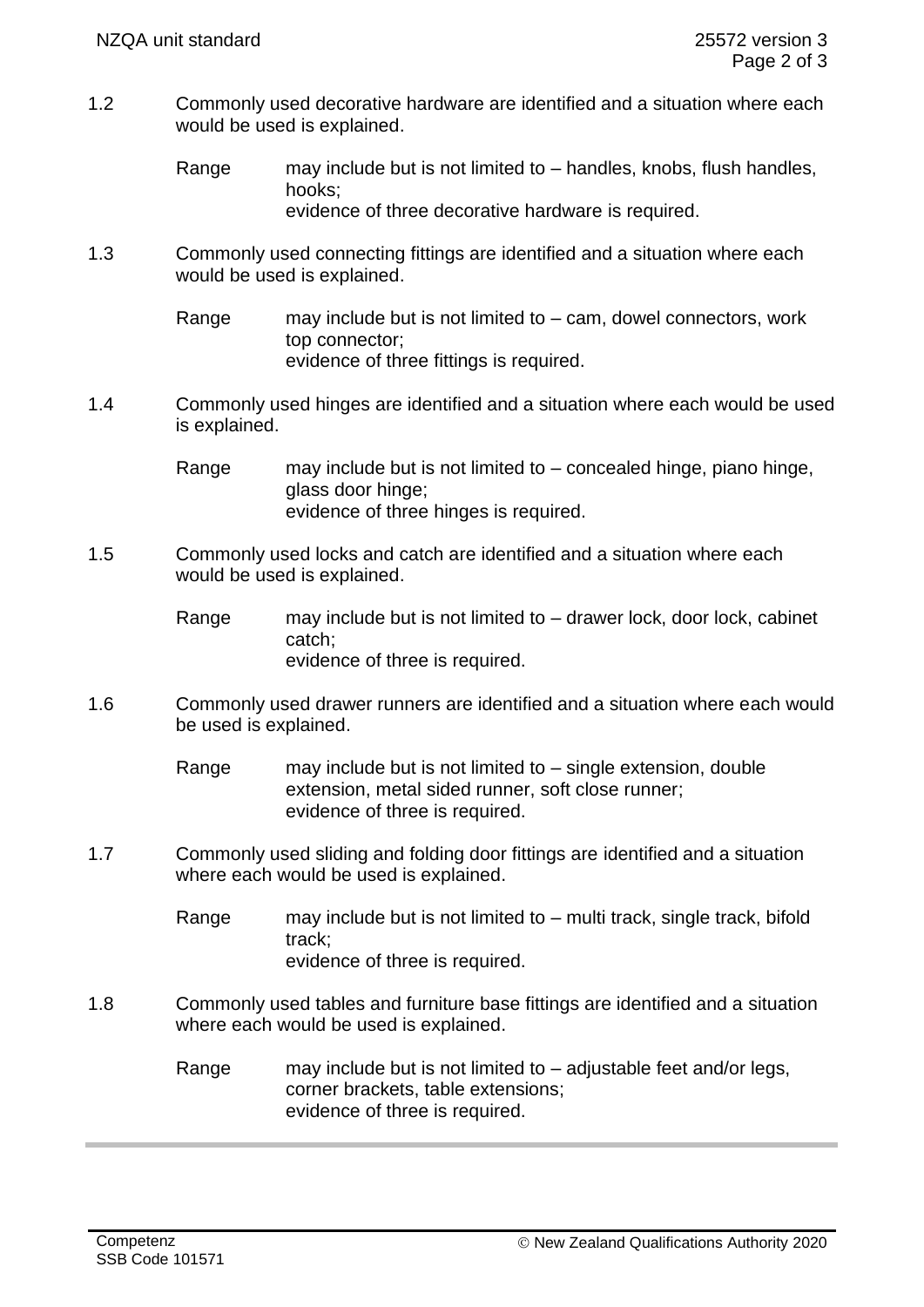1.2 Commonly used decorative hardware are identified and a situation where each would be used is explained.

Range: may include but is not limited to – handles, knobs, flush handles, hooks;
evidence of three decorative hardware is required.

1.3 Commonly used connecting fittings are identified and a situation where each would be used is explained.

Range: may include but is not limited to – cam, dowel connectors, work top connector;
evidence of three fittings is required.

1.4 Commonly used hinges are identified and a situation where each would be used is explained.

Range: may include but is not limited to – concealed hinge, piano hinge, glass door hinge;
evidence of three hinges is required.

1.5 Commonly used locks and catch are identified and a situation where each would be used is explained.

Range: may include but is not limited to – drawer lock, door lock, cabinet catch;
evidence of three is required.

1.6 Commonly used drawer runners are identified and a situation where each would be used is explained.

Range: may include but is not limited to – single extension, double extension, metal sided runner, soft close runner;
evidence of three is required.

1.7 Commonly used sliding and folding door fittings are identified and a situation where each would be used is explained.

Range: may include but is not limited to – multi track, single track, bifold track;
evidence of three is required.

1.8 Commonly used tables and furniture base fittings are identified and a situation where each would be used is explained.

Range: may include but is not limited to – adjustable feet and/or legs, corner brackets, table extensions;
evidence of three is required.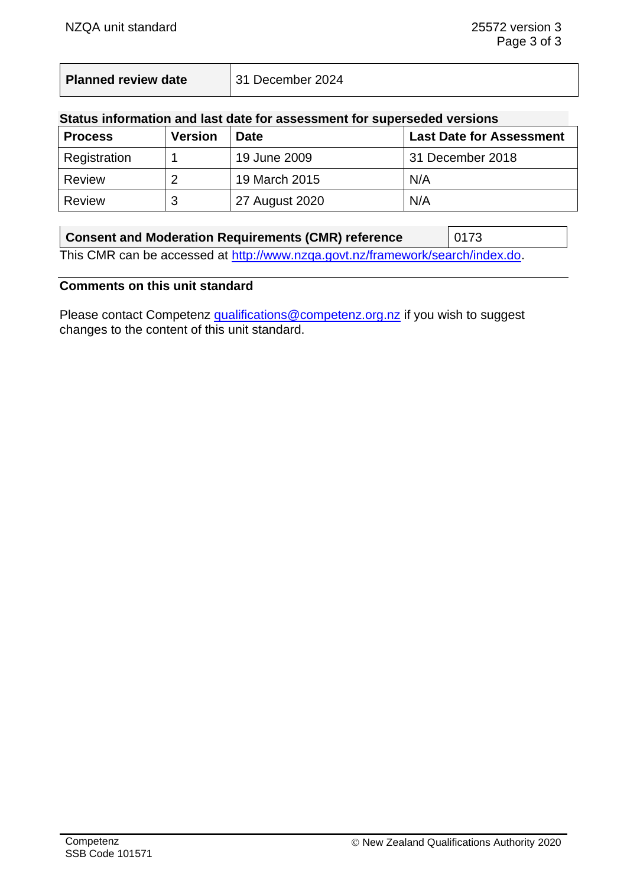| | |
|---|---|
| **Planned review date** | 31 December 2024 |

**Status information and last date for assessment for superseded versions**

| Process | Version | Date | Last Date for Assessment |
|---|---|---|---|
| Registration | 1 | 19 June 2009 | 31 December 2018 |
| Review | 2 | 19 March 2015 | N/A |
| Review | 3 | 27 August 2020 | N/A |

| | |
|---|---|
| **Consent and Moderation Requirements (CMR) reference** | 0173 |

This CMR can be accessed at http://www.nzqa.govt.nz/framework/search/index.do.

**Comments on this unit standard**

Please contact Competenz qualifications@competenz.org.nz if you wish to suggest changes to the content of this unit standard.